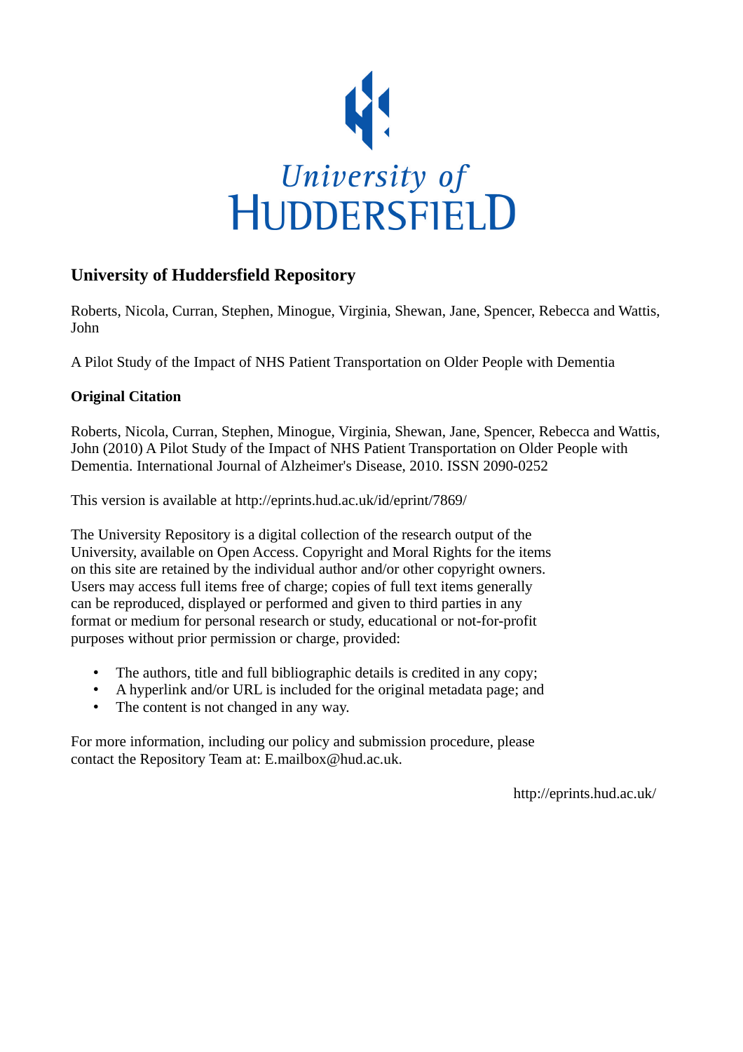University of Huddersfield

# University of Huddersfield Repository

Roberts, Nicola, Curran, Stephen, Minogue, Virginia, Shewan, Jane, Spencer, Rebecca and Wattis, John

A Pilot Study of the Impact of NHS Patient Transportation on Older People with Dementia

## Original Citation

Roberts, Nicola, Curran, Stephen, Minogue, Virginia, Shewan, Jane, Spencer, Rebecca and Wattis, John (2010) A Pilot Study of the Impact of NHS Patient Transportation on Older People with Dementia. International Journal of Alzheimer's Disease, 2010. ISSN 2090-0252

This version is available at http://eprints.hud.ac.uk/id/eprint/7869/

The University Repository is a digital collection of the research output of the University, available on Open Access. Copyright and Moral Rights for the items on this site are retained by the individual author and/or other copyright owners. Users may access full items free of charge; copies of full text items generally can be reproduced, displayed or performed and given to third parties in any format or medium for personal research or study, educational or not-for-profit purposes without prior permission or charge, provided:

- The authors, title and full bibliographic details is credited in any copy;
- A hyperlink and/or URL is included for the original metadata page; and
- The content is not changed in any way.

For more information, including our policy and submission procedure, please contact the Repository Team at: E.mailbox@hud.ac.uk.

http://eprints.hud.ac.uk/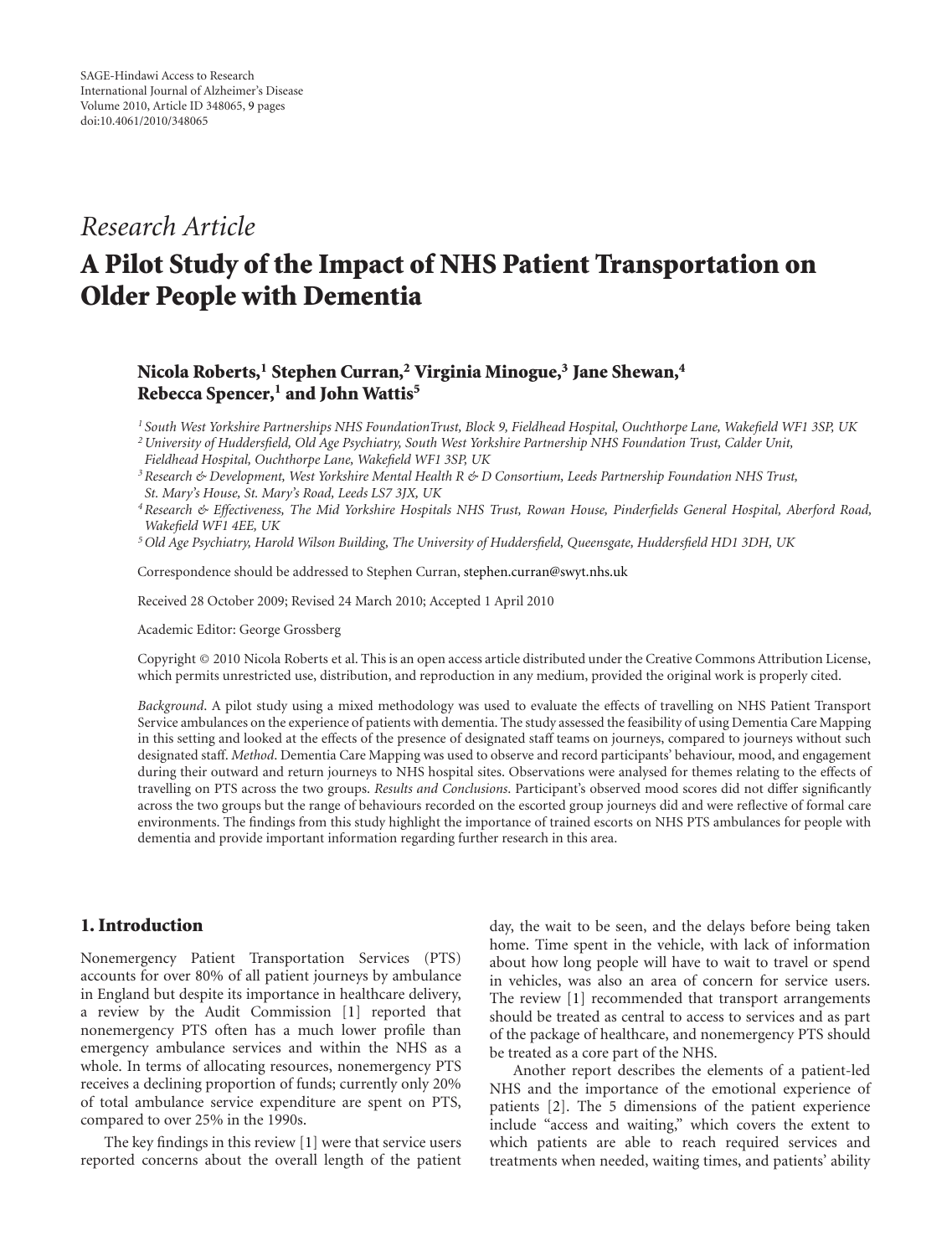*Research Article*

# A Pilot Study of the Impact of NHS Patient Transportation on Older People with Dementia

**Nicola Roberts,[1] Stephen Curran,[2] Virginia Minogue,[3] Jane Shewan,[4] Rebecca Spencer,[1] and John Wattis[5]**

*[1] South West Yorkshire Partnerships NHS FoundationTrust, Block 9, Fieldhead Hospital, Ouchthorpe Lane, Wakefield WF1 3SP, UK*
*[2] University of Huddersfield, Old Age Psychiatry, South West Yorkshire Partnership NHS Foundation Trust, Calder Unit, Fieldhead Hospital, Ouchthorpe Lane, Wakefield WF1 3SP, UK*
*[3] Research & Development, West Yorkshire Mental Health R & D Consortium, Leeds Partnership Foundation NHS Trust, St. Mary's House, St. Mary's Road, Leeds LS7 3JX, UK*
*[4] Research & Effectiveness, The Mid Yorkshire Hospitals NHS Trust, Rowan House, Pinderfields General Hospital, Aberford Road, Wakefield WF1 4EE, UK*
*[5] Old Age Psychiatry, Harold Wilson Building, The University of Huddersfield, Queensgate, Huddersfield HD1 3DH, UK*

Correspondence should be addressed to Stephen Curran, stephen.curran@swyt.nhs.uk

Received 28 October 2009; Revised 24 March 2010; Accepted 1 April 2010

Academic Editor: George Grossberg

Copyright © 2010 Nicola Roberts et al. This is an open access article distributed under the Creative Commons Attribution License, which permits unrestricted use, distribution, and reproduction in any medium, provided the original work is properly cited.

*Background*. A pilot study using a mixed methodology was used to evaluate the effects of travelling on NHS Patient Transport Service ambulances on the experience of patients with dementia. The study assessed the feasibility of using Dementia Care Mapping in this setting and looked at the effects of the presence of designated staff teams on journeys, compared to journeys without such designated staff. *Method*. Dementia Care Mapping was used to observe and record participants' behaviour, mood, and engagement during their outward and return journeys to NHS hospital sites. Observations were analysed for themes relating to the effects of travelling on PTS across the two groups. *Results and Conclusions*. Participant's observed mood scores did not differ significantly across the two groups but the range of behaviours recorded on the escorted group journeys did and were reflective of formal care environments. The findings from this study highlight the importance of trained escorts on NHS PTS ambulances for people with dementia and provide important information regarding further research in this area.

## 1. Introduction

Nonemergency Patient Transportation Services (PTS) accounts for over 80% of all patient journeys by ambulance in England but despite its importance in healthcare delivery, a review by the Audit Commission [1] reported that nonemergency PTS often has a much lower profile than emergency ambulance services and within the NHS as a whole. In terms of allocating resources, nonemergency PTS receives a declining proportion of funds; currently only 20% of total ambulance service expenditure are spent on PTS, compared to over 25% in the 1990s.

The key findings in this review [1] were that service users reported concerns about the overall length of the patient day, the wait to be seen, and the delays before being taken home. Time spent in the vehicle, with lack of information about how long people will have to wait to travel or spend in vehicles, was also an area of concern for service users. The review [1] recommended that transport arrangements should be treated as central to access to services and as part of the package of healthcare, and nonemergency PTS should be treated as a core part of the NHS.

Another report describes the elements of a patient-led NHS and the importance of the emotional experience of patients [2]. The 5 dimensions of the patient experience include "access and waiting," which covers the extent to which patients are able to reach required services and treatments when needed, waiting times, and patients' ability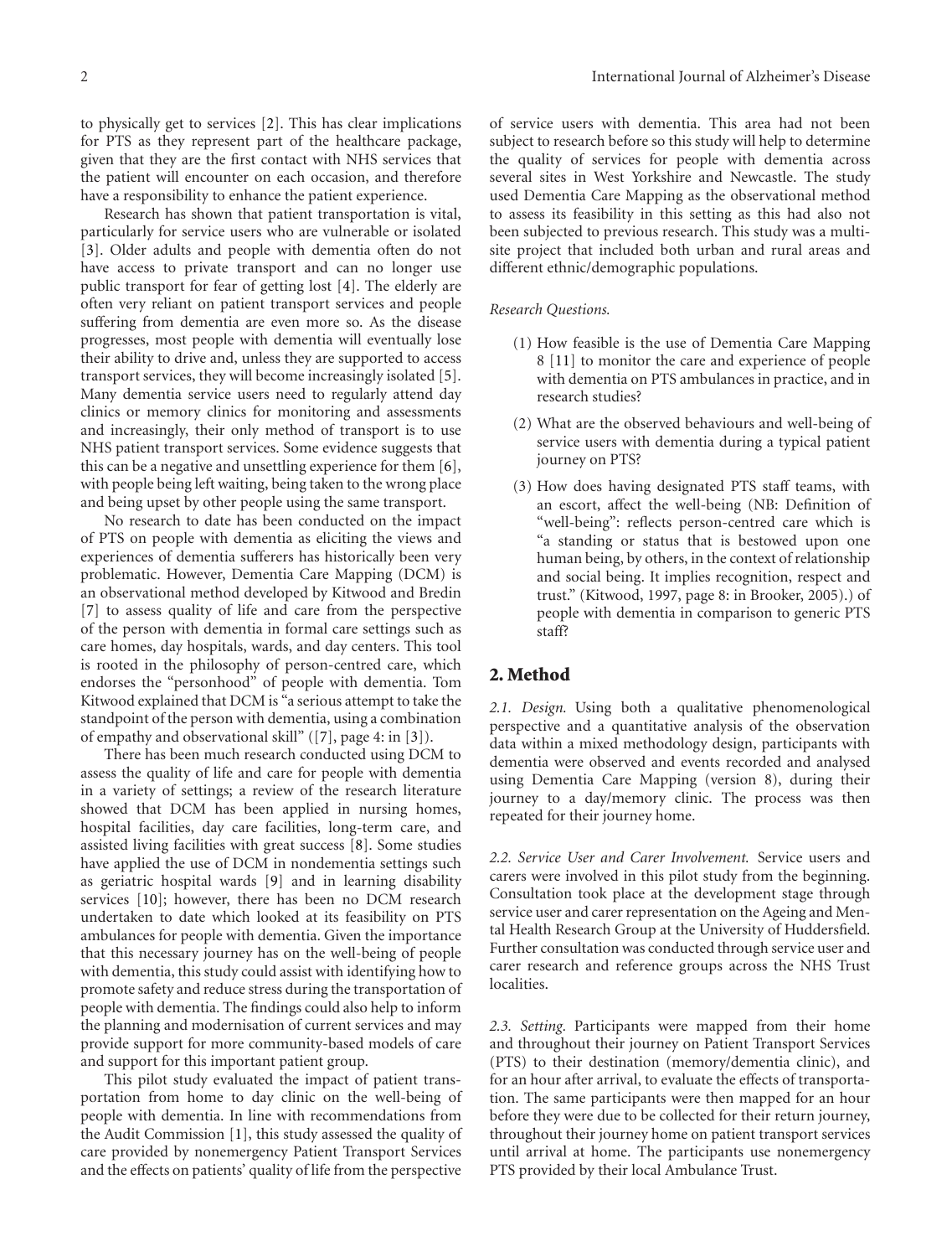to physically get to services [2]. This has clear implications for PTS as they represent part of the healthcare package, given that they are the first contact with NHS services that the patient will encounter on each occasion, and therefore have a responsibility to enhance the patient experience.

Research has shown that patient transportation is vital, particularly for service users who are vulnerable or isolated [3]. Older adults and people with dementia often do not have access to private transport and can no longer use public transport for fear of getting lost [4]. The elderly are often very reliant on patient transport services and people suffering from dementia are even more so. As the disease progresses, most people with dementia will eventually lose their ability to drive and, unless they are supported to access transport services, they will become increasingly isolated [5]. Many dementia service users need to regularly attend day clinics or memory clinics for monitoring and assessments and increasingly, their only method of transport is to use NHS patient transport services. Some evidence suggests that this can be a negative and unsettling experience for them [6], with people being left waiting, being taken to the wrong place and being upset by other people using the same transport.

No research to date has been conducted on the impact of PTS on people with dementia as eliciting the views and experiences of dementia sufferers has historically been very problematic. However, Dementia Care Mapping (DCM) is an observational method developed by Kitwood and Bredin [7] to assess quality of life and care from the perspective of the person with dementia in formal care settings such as care homes, day hospitals, wards, and day centers. This tool is rooted in the philosophy of person-centred care, which endorses the "personhood" of people with dementia. Tom Kitwood explained that DCM is "a serious attempt to take the standpoint of the person with dementia, using a combination of empathy and observational skill" ([7], page 4: in [3]).

There has been much research conducted using DCM to assess the quality of life and care for people with dementia in a variety of settings; a review of the research literature showed that DCM has been applied in nursing homes, hospital facilities, day care facilities, long-term care, and assisted living facilities with great success [8]. Some studies have applied the use of DCM in nondementia settings such as geriatric hospital wards [9] and in learning disability services [10]; however, there has been no DCM research undertaken to date which looked at its feasibility on PTS ambulances for people with dementia. Given the importance that this necessary journey has on the well-being of people with dementia, this study could assist with identifying how to promote safety and reduce stress during the transportation of people with dementia. The findings could also help to inform the planning and modernisation of current services and may provide support for more community-based models of care and support for this important patient group.

This pilot study evaluated the impact of patient transportation from home to day clinic on the well-being of people with dementia. In line with recommendations from the Audit Commission [1], this study assessed the quality of care provided by nonemergency Patient Transport Services and the effects on patients' quality of life from the perspective of service users with dementia. This area had not been subject to research before so this study will help to determine the quality of services for people with dementia across several sites in West Yorkshire and Newcastle. The study used Dementia Care Mapping as the observational method to assess its feasibility in this setting as this had also not been subjected to previous research. This study was a multisite project that included both urban and rural areas and different ethnic/demographic populations.

*Research Questions.*

(1) How feasible is the use of Dementia Care Mapping 8 [11] to monitor the care and experience of people with dementia on PTS ambulances in practice, and in research studies?

(2) What are the observed behaviours and well-being of service users with dementia during a typical patient journey on PTS?

(3) How does having designated PTS staff teams, with an escort, affect the well-being (NB: Definition of "well-being": reflects person-centred care which is "a standing or status that is bestowed upon one human being, by others, in the context of relationship and social being. It implies recognition, respect and trust." (Kitwood, 1997, page 8: in Brooker, 2005).) of people with dementia in comparison to generic PTS staff?

## 2. Method

*2.1. Design.* Using both a qualitative phenomenological perspective and a quantitative analysis of the observation data within a mixed methodology design, participants with dementia were observed and events recorded and analysed using Dementia Care Mapping (version 8), during their journey to a day/memory clinic. The process was then repeated for their journey home.

*2.2. Service User and Carer Involvement.* Service users and carers were involved in this pilot study from the beginning. Consultation took place at the development stage through service user and carer representation on the Ageing and Mental Health Research Group at the University of Huddersfield. Further consultation was conducted through service user and carer research and reference groups across the NHS Trust localities.

*2.3. Setting.* Participants were mapped from their home and throughout their journey on Patient Transport Services (PTS) to their destination (memory/dementia clinic), and for an hour after arrival, to evaluate the effects of transportation. The same participants were then mapped for an hour before they were due to be collected for their return journey, throughout their journey home on patient transport services until arrival at home. The participants use nonemergency PTS provided by their local Ambulance Trust.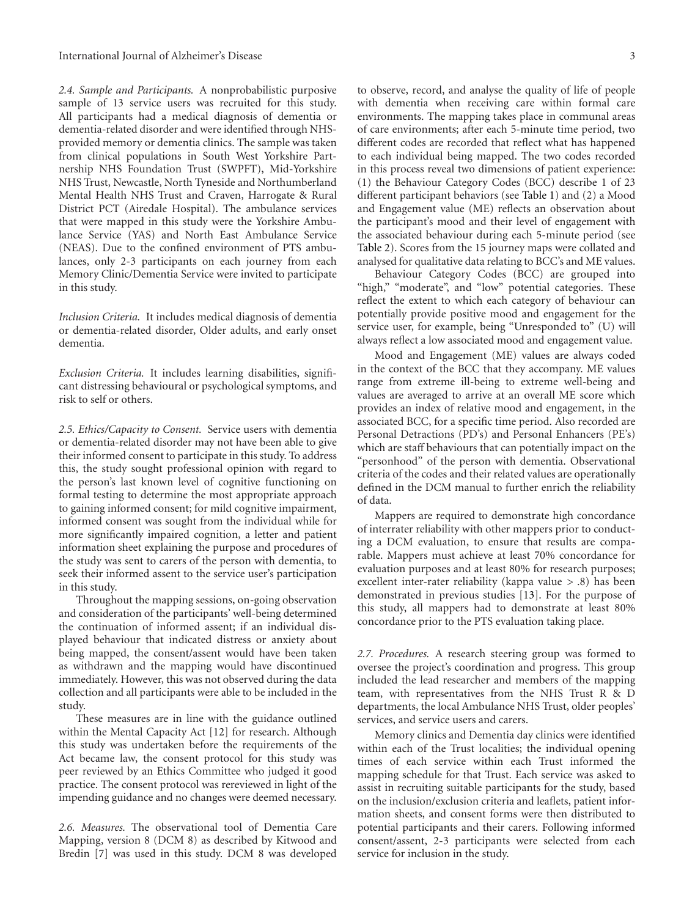*2.4. Sample and Participants.* A nonprobabilistic purposive sample of 13 service users was recruited for this study. All participants had a medical diagnosis of dementia or dementia-related disorder and were identified through NHS-provided memory or dementia clinics. The sample was taken from clinical populations in South West Yorkshire Partnership NHS Foundation Trust (SWPFT), Mid-Yorkshire NHS Trust, Newcastle, North Tyneside and Northumberland Mental Health NHS Trust and Craven, Harrogate & Rural District PCT (Airedale Hospital). The ambulance services that were mapped in this study were the Yorkshire Ambulance Service (YAS) and North East Ambulance Service (NEAS). Due to the confined environment of PTS ambulances, only 2-3 participants on each journey from each Memory Clinic/Dementia Service were invited to participate in this study.

*Inclusion Criteria.* It includes medical diagnosis of dementia or dementia-related disorder, Older adults, and early onset dementia.

*Exclusion Criteria.* It includes learning disabilities, significant distressing behavioural or psychological symptoms, and risk to self or others.

*2.5. Ethics/Capacity to Consent.* Service users with dementia or dementia-related disorder may not have been able to give their informed consent to participate in this study. To address this, the study sought professional opinion with regard to the person's last known level of cognitive functioning on formal testing to determine the most appropriate approach to gaining informed consent; for mild cognitive impairment, informed consent was sought from the individual while for more significantly impaired cognition, a letter and patient information sheet explaining the purpose and procedures of the study was sent to carers of the person with dementia, to seek their informed assent to the service user's participation in this study.

Throughout the mapping sessions, on-going observation and consideration of the participants' well-being determined the continuation of informed assent; if an individual displayed behaviour that indicated distress or anxiety about being mapped, the consent/assent would have been taken as withdrawn and the mapping would have discontinued immediately. However, this was not observed during the data collection and all participants were able to be included in the study.

These measures are in line with the guidance outlined within the Mental Capacity Act [12] for research. Although this study was undertaken before the requirements of the Act became law, the consent protocol for this study was peer reviewed by an Ethics Committee who judged it good practice. The consent protocol was rereviewed in light of the impending guidance and no changes were deemed necessary.

*2.6. Measures.* The observational tool of Dementia Care Mapping, version 8 (DCM 8) as described by Kitwood and Bredin [7] was used in this study. DCM 8 was developed to observe, record, and analyse the quality of life of people with dementia when receiving care within formal care environments. The mapping takes place in communal areas of care environments; after each 5-minute time period, two different codes are recorded that reflect what has happened to each individual being mapped. The two codes recorded in this process reveal two dimensions of patient experience: (1) the Behaviour Category Codes (BCC) describe 1 of 23 different participant behaviors (see Table 1) and (2) a Mood and Engagement value (ME) reflects an observation about the participant's mood and their level of engagement with the associated behaviour during each 5-minute period (see Table 2). Scores from the 15 journey maps were collated and analysed for qualitative data relating to BCC's and ME values.

Behaviour Category Codes (BCC) are grouped into "high," "moderate", and "low" potential categories. These reflect the extent to which each category of behaviour can potentially provide positive mood and engagement for the service user, for example, being "Unresponded to" (U) will always reflect a low associated mood and engagement value.

Mood and Engagement (ME) values are always coded in the context of the BCC that they accompany. ME values range from extreme ill-being to extreme well-being and values are averaged to arrive at an overall ME score which provides an index of relative mood and engagement, in the associated BCC, for a specific time period. Also recorded are Personal Detractions (PD's) and Personal Enhancers (PE's) which are staff behaviours that can potentially impact on the "personhood" of the person with dementia. Observational criteria of the codes and their related values are operationally defined in the DCM manual to further enrich the reliability of data.

Mappers are required to demonstrate high concordance of interrater reliability with other mappers prior to conducting a DCM evaluation, to ensure that results are comparable. Mappers must achieve at least 70% concordance for evaluation purposes and at least 80% for research purposes; excellent inter-rater reliability (kappa value $> .8$) has been demonstrated in previous studies [13]. For the purpose of this study, all mappers had to demonstrate at least 80% concordance prior to the PTS evaluation taking place.

*2.7. Procedures.* A research steering group was formed to oversee the project's coordination and progress. This group included the lead researcher and members of the mapping team, with representatives from the NHS Trust R & D departments, the local Ambulance NHS Trust, older peoples' services, and service users and carers.

Memory clinics and Dementia day clinics were identified within each of the Trust localities; the individual opening times of each service within each Trust informed the mapping schedule for that Trust. Each service was asked to assist in recruiting suitable participants for the study, based on the inclusion/exclusion criteria and leaflets, patient information sheets, and consent forms were then distributed to potential participants and their carers. Following informed consent/assent, 2-3 participants were selected from each service for inclusion in the study.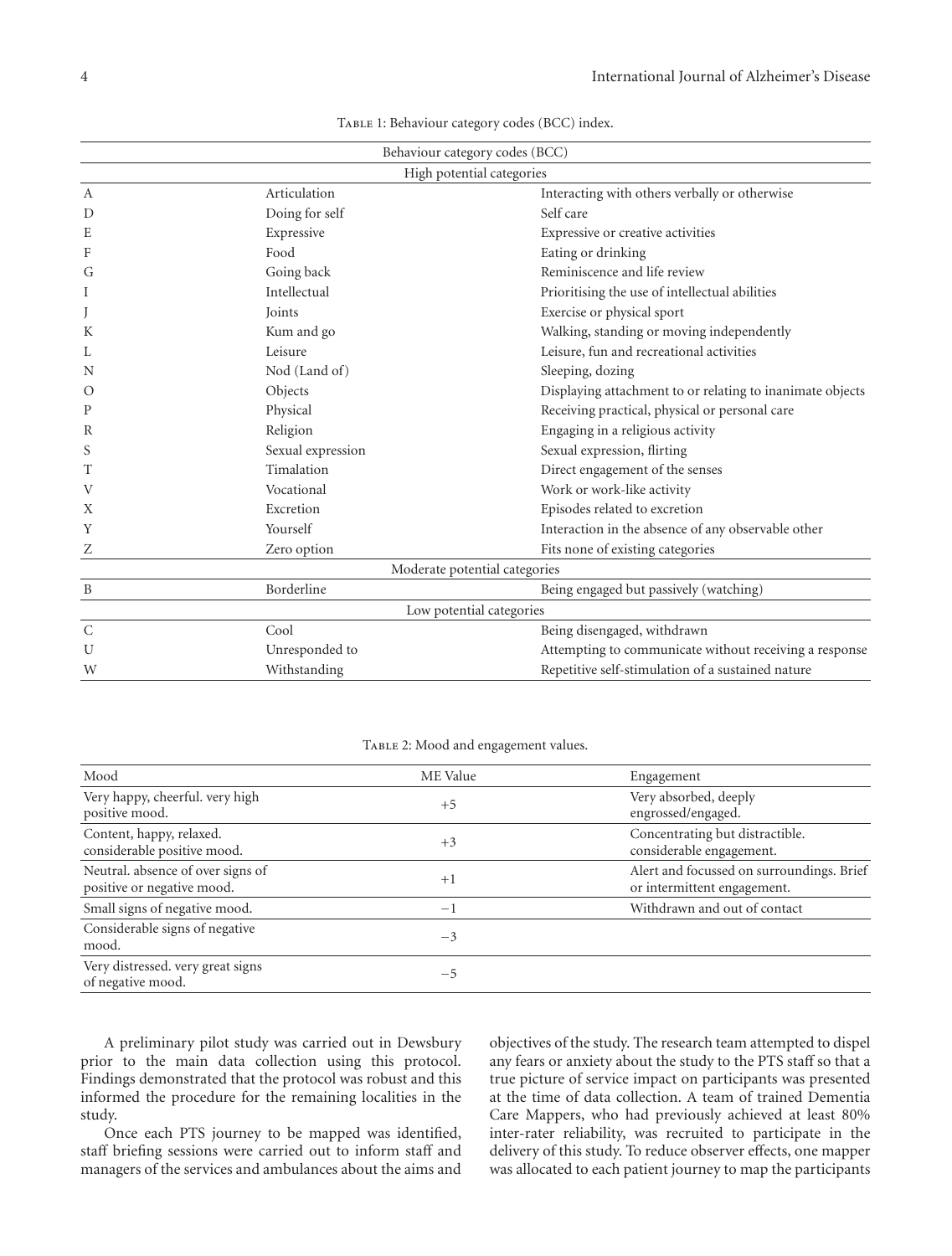Table 1: Behaviour category codes (BCC) index.

| Behaviour category codes (BCC) | | |
|---|---|---|
| **High potential categories** | | |
| A | Articulation | Interacting with others verbally or otherwise |
| D | Doing for self | Self care |
| E | Expressive | Expressive or creative activities |
| F | Food | Eating or drinking |
| G | Going back | Reminiscence and life review |
| I | Intellectual | Prioritising the use of intellectual abilities |
| J | Joints | Exercise or physical sport |
| K | Kum and go | Walking, standing or moving independently |
| L | Leisure | Leisure, fun and recreational activities |
| N | Nod (Land of) | Sleeping, dozing |
| O | Objects | Displaying attachment to or relating to inanimate objects |
| P | Physical | Receiving practical, physical or personal care |
| R | Religion | Engaging in a religious activity |
| S | Sexual expression | Sexual expression, flirting |
| T | Timalation | Direct engagement of the senses |
| V | Vocational | Work or work-like activity |
| X | Excretion | Episodes related to excretion |
| Y | Yourself | Interaction in the absence of any observable other |
| Z | Zero option | Fits none of existing categories |
| **Moderate potential categories** | | |
| B | Borderline | Being engaged but passively (watching) |
| **Low potential categories** | | |
| C | Cool | Being disengaged, withdrawn |
| U | Unresponded to | Attempting to communicate without receiving a response |
| W | Withstanding | Repetitive self-stimulation of a sustained nature |

Table 2: Mood and engagement values.

| Mood | ME Value | Engagement |
|---|---|---|
| Very happy, cheerful. very high positive mood. | +5 | Very absorbed, deeply engrossed/engaged. |
| Content, happy, relaxed. considerable positive mood. | +3 | Concentrating but distractible. considerable engagement. |
| Neutral. absence of over signs of positive or negative mood. | +1 | Alert and focussed on surroundings. Brief or intermittent engagement. |
| Small signs of negative mood. | −1 | Withdrawn and out of contact |
| Considerable signs of negative mood. | −3 | |
| Very distressed. very great signs of negative mood. | −5 | |

A preliminary pilot study was carried out in Dewsbury prior to the main data collection using this protocol. Findings demonstrated that the protocol was robust and this informed the procedure for the remaining localities in the study.

Once each PTS journey to be mapped was identified, staff briefing sessions were carried out to inform staff and managers of the services and ambulances about the aims and objectives of the study. The research team attempted to dispel any fears or anxiety about the study to the PTS staff so that a true picture of service impact on participants was presented at the time of data collection. A team of trained Dementia Care Mappers, who had previously achieved at least 80% inter-rater reliability, was recruited to participate in the delivery of this study. To reduce observer effects, one mapper was allocated to each patient journey to map the participants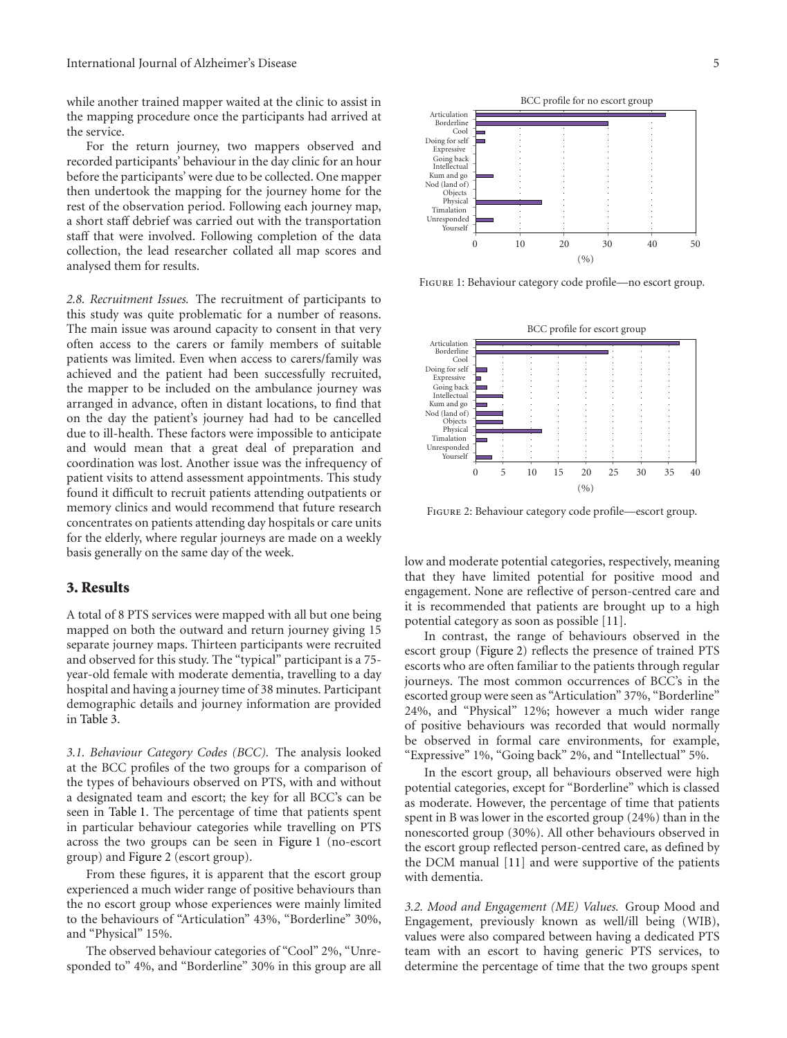while another trained mapper waited at the clinic to assist in the mapping procedure once the participants had arrived at the service.

For the return journey, two mappers observed and recorded participants' behaviour in the day clinic for an hour before the participants' were due to be collected. One mapper then undertook the mapping for the journey home for the rest of the observation period. Following each journey map, a short staff debrief was carried out with the transportation staff that were involved. Following completion of the data collection, the lead researcher collated all map scores and analysed them for results.

*2.8. Recruitment Issues.* The recruitment of participants to this study was quite problematic for a number of reasons. The main issue was around capacity to consent in that very often access to the carers or family members of suitable patients was limited. Even when access to carers/family was achieved and the patient had been successfully recruited, the mapper to be included on the ambulance journey was arranged in advance, often in distant locations, to find that on the day the patient's journey had had to be cancelled due to ill-health. These factors were impossible to anticipate and would mean that a great deal of preparation and coordination was lost. Another issue was the infrequency of patient visits to attend assessment appointments. This study found it difficult to recruit patients attending outpatients or memory clinics and would recommend that future research concentrates on patients attending day hospitals or care units for the elderly, where regular journeys are made on a weekly basis generally on the same day of the week.

## 3. Results

A total of 8 PTS services were mapped with all but one being mapped on both the outward and return journey giving 15 separate journey maps. Thirteen participants were recruited and observed for this study. The "typical" participant is a 75-year-old female with moderate dementia, travelling to a day hospital and having a journey time of 38 minutes. Participant demographic details and journey information are provided in Table 3.

*3.1. Behaviour Category Codes (BCC).* The analysis looked at the BCC profiles of the two groups for a comparison of the types of behaviours observed on PTS, with and without a designated team and escort; the key for all BCC's can be seen in Table 1. The percentage of time that patients spent in particular behaviour categories while travelling on PTS across the two groups can be seen in Figure 1 (no-escort group) and Figure 2 (escort group).

From these figures, it is apparent that the escort group experienced a much wider range of positive behaviours than the no escort group whose experiences were mainly limited to the behaviours of "Articulation" 43%, "Borderline" 30%, and "Physical" 15%.

The observed behaviour categories of "Cool" 2%, "Unresponded to" 4%, and "Borderline" 30% in this group are all low and moderate potential categories, respectively, meaning that they have limited potential for positive mood and engagement. None are reflective of person-centred care and it is recommended that patients are brought up to a high potential category as soon as possible [11].

In contrast, the range of behaviours observed in the escort group (Figure 2) reflects the presence of trained PTS escorts who are often familiar to the patients through regular journeys. The most common occurrences of BCC's in the escorted group were seen as "Articulation" 37%, "Borderline" 24%, and "Physical" 12%; however a much wider range of positive behaviours was recorded that would normally be observed in formal care environments, for example, "Expressive" 1%, "Going back" 2%, and "Intellectual" 5%.

In the escort group, all behaviours observed were high potential categories, except for "Borderline" which is classed as moderate. However, the percentage of time that patients spent in B was lower in the escorted group (24%) than in the nonescorted group (30%). All other behaviours observed in the escort group reflected person-centred care, as defined by the DCM manual [11] and were supportive of the patients with dementia.

Figure 1: Behaviour category code profile—no escort group.

Figure 2: Behaviour category code profile—escort group.

*3.2. Mood and Engagement (ME) Values.* Group Mood and Engagement, previously known as well/ill being (WIB), values were also compared between having a dedicated PTS team with an escort to having generic PTS services, to determine the percentage of time that the two groups spent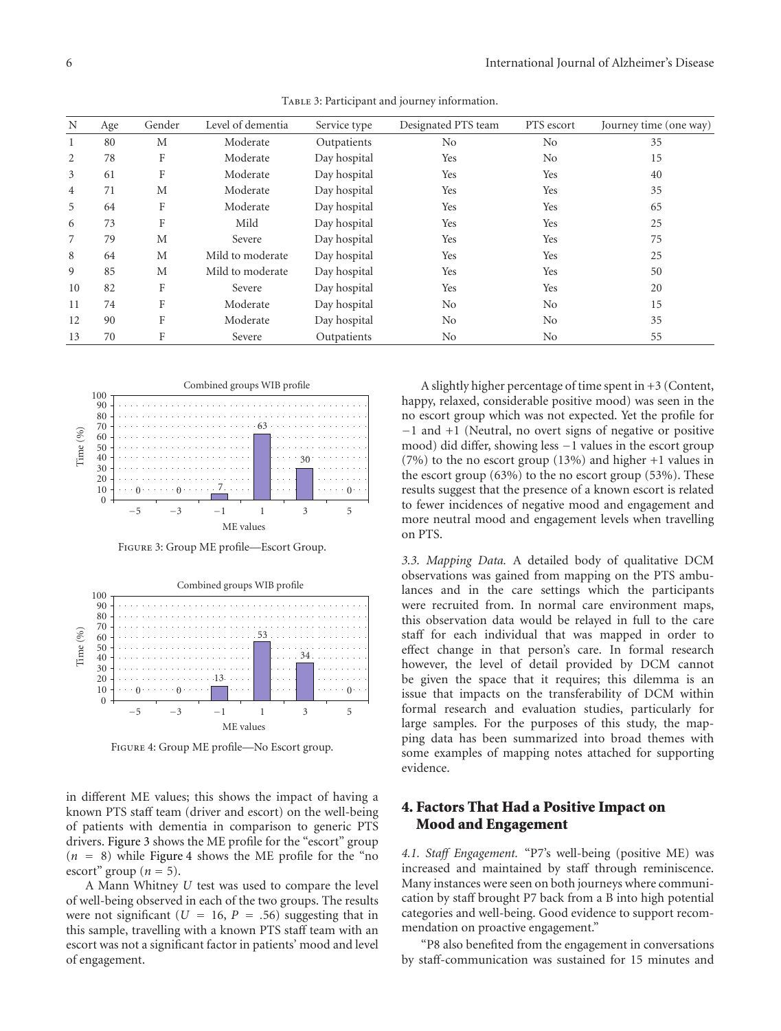Table 3: Participant and journey information.

| N | Age | Gender | Level of dementia | Service type | Designated PTS team | PTS escort | Journey time (one way) |
|---|---|---|---|---|---|---|---|
| 1 | 80 | M | Moderate | Outpatients | No | No | 35 |
| 2 | 78 | F | Moderate | Day hospital | Yes | No | 15 |
| 3 | 61 | F | Moderate | Day hospital | Yes | Yes | 40 |
| 4 | 71 | M | Moderate | Day hospital | Yes | Yes | 35 |
| 5 | 64 | F | Moderate | Day hospital | Yes | Yes | 65 |
| 6 | 73 | F | Mild | Day hospital | Yes | Yes | 25 |
| 7 | 79 | M | Severe | Day hospital | Yes | Yes | 75 |
| 8 | 64 | M | Mild to moderate | Day hospital | Yes | Yes | 25 |
| 9 | 85 | M | Mild to moderate | Day hospital | Yes | Yes | 50 |
| 10 | 82 | F | Severe | Day hospital | Yes | Yes | 20 |
| 11 | 74 | F | Moderate | Day hospital | No | No | 15 |
| 12 | 90 | F | Moderate | Day hospital | No | No | 35 |
| 13 | 70 | F | Severe | Outpatients | No | No | 55 |

Figure 3: Group ME profile—Escort Group.

Figure 4: Group ME profile—No Escort group.

in different ME values; this shows the impact of having a known PTS staff team (driver and escort) on the well-being of patients with dementia in comparison to generic PTS drivers. Figure 3 shows the ME profile for the "escort" group ($n = 8$) while Figure 4 shows the ME profile for the "no escort" group ($n = 5$).

A Mann Whitney $U$ test was used to compare the level of well-being observed in each of the two groups. The results were not significant ($U = 16$, $P = .56$) suggesting that in this sample, travelling with a known PTS staff team with an escort was not a significant factor in patients' mood and level of engagement.

A slightly higher percentage of time spent in +3 (Content, happy, relaxed, considerable positive mood) was seen in the no escort group which was not expected. Yet the profile for −1 and +1 (Neutral, no overt signs of negative or positive mood) did differ, showing less −1 values in the escort group (7%) to the no escort group (13%) and higher +1 values in the escort group (63%) to the no escort group (53%). These results suggest that the presence of a known escort is related to fewer incidences of negative mood and engagement and more neutral mood and engagement levels when travelling on PTS.

*3.3. Mapping Data.* A detailed body of qualitative DCM observations was gained from mapping on the PTS ambulances and in the care settings which the participants were recruited from. In normal care environment maps, this observation data would be relayed in full to the care staff for each individual that was mapped in order to effect change in that person's care. In formal research however, the level of detail provided by DCM cannot be given the space that it requires; this dilemma is an issue that impacts on the transferability of DCM within formal research and evaluation studies, particularly for large samples. For the purposes of this study, the mapping data has been summarized into broad themes with some examples of mapping notes attached for supporting evidence.

## 4. Factors That Had a Positive Impact on Mood and Engagement

*4.1. Staff Engagement.* "P7's well-being (positive ME) was increased and maintained by staff through reminiscence. Many instances were seen on both journeys where communication by staff brought P7 back from a B into high potential categories and well-being. Good evidence to support recommendation on proactive engagement."

"P8 also benefited from the engagement in conversations by staff-communication was sustained for 15 minutes and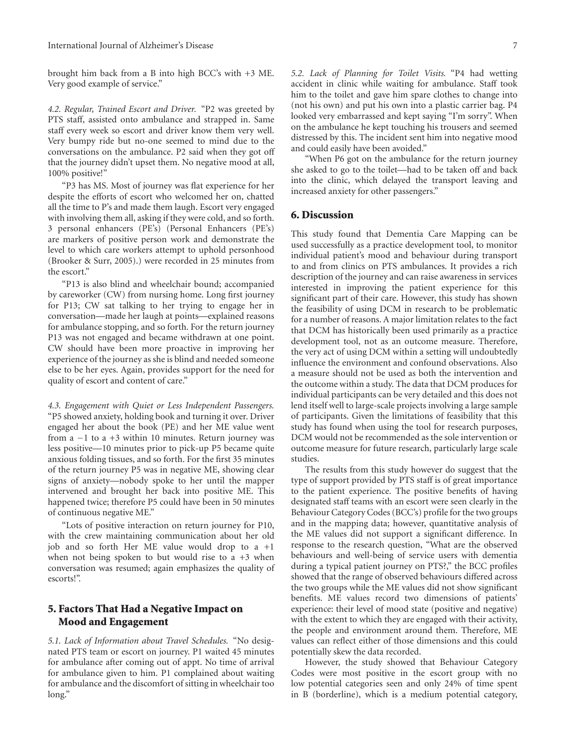brought him back from a B into high BCC's with +3 ME. Very good example of service."

*4.2. Regular, Trained Escort and Driver.* "P2 was greeted by PTS staff, assisted onto ambulance and strapped in. Same staff every week so escort and driver know them very well. Very bumpy ride but no-one seemed to mind due to the conversations on the ambulance. P2 said when they got off that the journey didn't upset them. No negative mood at all, 100% positive!"

"P3 has MS. Most of journey was flat experience for her despite the efforts of escort who welcomed her on, chatted all the time to P's and made them laugh. Escort very engaged with involving them all, asking if they were cold, and so forth. 3 personal enhancers (PE's) (Personal Enhancers (PE's) are markers of positive person work and demonstrate the level to which care workers attempt to uphold personhood (Brooker & Surr, 2005).) were recorded in 25 minutes from the escort."

"P13 is also blind and wheelchair bound; accompanied by careworker (CW) from nursing home. Long first journey for P13; CW sat talking to her trying to engage her in conversation—made her laugh at points—explained reasons for ambulance stopping, and so forth. For the return journey P13 was not engaged and became withdrawn at one point. CW should have been more proactive in improving her experience of the journey as she is blind and needed someone else to be her eyes. Again, provides support for the need for quality of escort and content of care."

*4.3. Engagement with Quiet or Less Independent Passengers.* "P5 showed anxiety, holding book and turning it over. Driver engaged her about the book (PE) and her ME value went from a −1 to a +3 within 10 minutes. Return journey was less positive—10 minutes prior to pick-up P5 became quite anxious folding tissues, and so forth. For the first 35 minutes of the return journey P5 was in negative ME, showing clear signs of anxiety—nobody spoke to her until the mapper intervened and brought her back into positive ME. This happened twice; therefore P5 could have been in 50 minutes of continuous negative ME."

"Lots of positive interaction on return journey for P10, with the crew maintaining communication about her old job and so forth Her ME value would drop to a +1 when not being spoken to but would rise to a +3 when conversation was resumed; again emphasizes the quality of escorts!".

## 5. Factors That Had a Negative Impact on Mood and Engagement

*5.1. Lack of Information about Travel Schedules.* "No designated PTS team or escort on journey. P1 waited 45 minutes for ambulance after coming out of appt. No time of arrival for ambulance given to him. P1 complained about waiting for ambulance and the discomfort of sitting in wheelchair too long."

*5.2. Lack of Planning for Toilet Visits.* "P4 had wetting accident in clinic while waiting for ambulance. Staff took him to the toilet and gave him spare clothes to change into (not his own) and put his own into a plastic carrier bag. P4 looked very embarrassed and kept saying "I'm sorry". When on the ambulance he kept touching his trousers and seemed distressed by this. The incident sent him into negative mood and could easily have been avoided."

"When P6 got on the ambulance for the return journey she asked to go to the toilet—had to be taken off and back into the clinic, which delayed the transport leaving and increased anxiety for other passengers."

## 6. Discussion

This study found that Dementia Care Mapping can be used successfully as a practice development tool, to monitor individual patient's mood and behaviour during transport to and from clinics on PTS ambulances. It provides a rich description of the journey and can raise awareness in services interested in improving the patient experience for this significant part of their care. However, this study has shown the feasibility of using DCM in research to be problematic for a number of reasons. A major limitation relates to the fact that DCM has historically been used primarily as a practice development tool, not as an outcome measure. Therefore, the very act of using DCM within a setting will undoubtedly influence the environment and confound observations. Also a measure should not be used as both the intervention and the outcome within a study. The data that DCM produces for individual participants can be very detailed and this does not lend itself well to large-scale projects involving a large sample of participants. Given the limitations of feasibility that this study has found when using the tool for research purposes, DCM would not be recommended as the sole intervention or outcome measure for future research, particularly large scale studies.

The results from this study however do suggest that the type of support provided by PTS staff is of great importance to the patient experience. The positive benefits of having designated staff teams with an escort were seen clearly in the Behaviour Category Codes (BCC's) profile for the two groups and in the mapping data; however, quantitative analysis of the ME values did not support a significant difference. In response to the research question, "What are the observed behaviours and well-being of service users with dementia during a typical patient journey on PTS?," the BCC profiles showed that the range of observed behaviours differed across the two groups while the ME values did not show significant benefits. ME values record two dimensions of patients' experience: their level of mood state (positive and negative) with the extent to which they are engaged with their activity, the people and environment around them. Therefore, ME values can reflect either of those dimensions and this could potentially skew the data recorded.

However, the study showed that Behaviour Category Codes were most positive in the escort group with no low potential categories seen and only 24% of time spent in B (borderline), which is a medium potential category,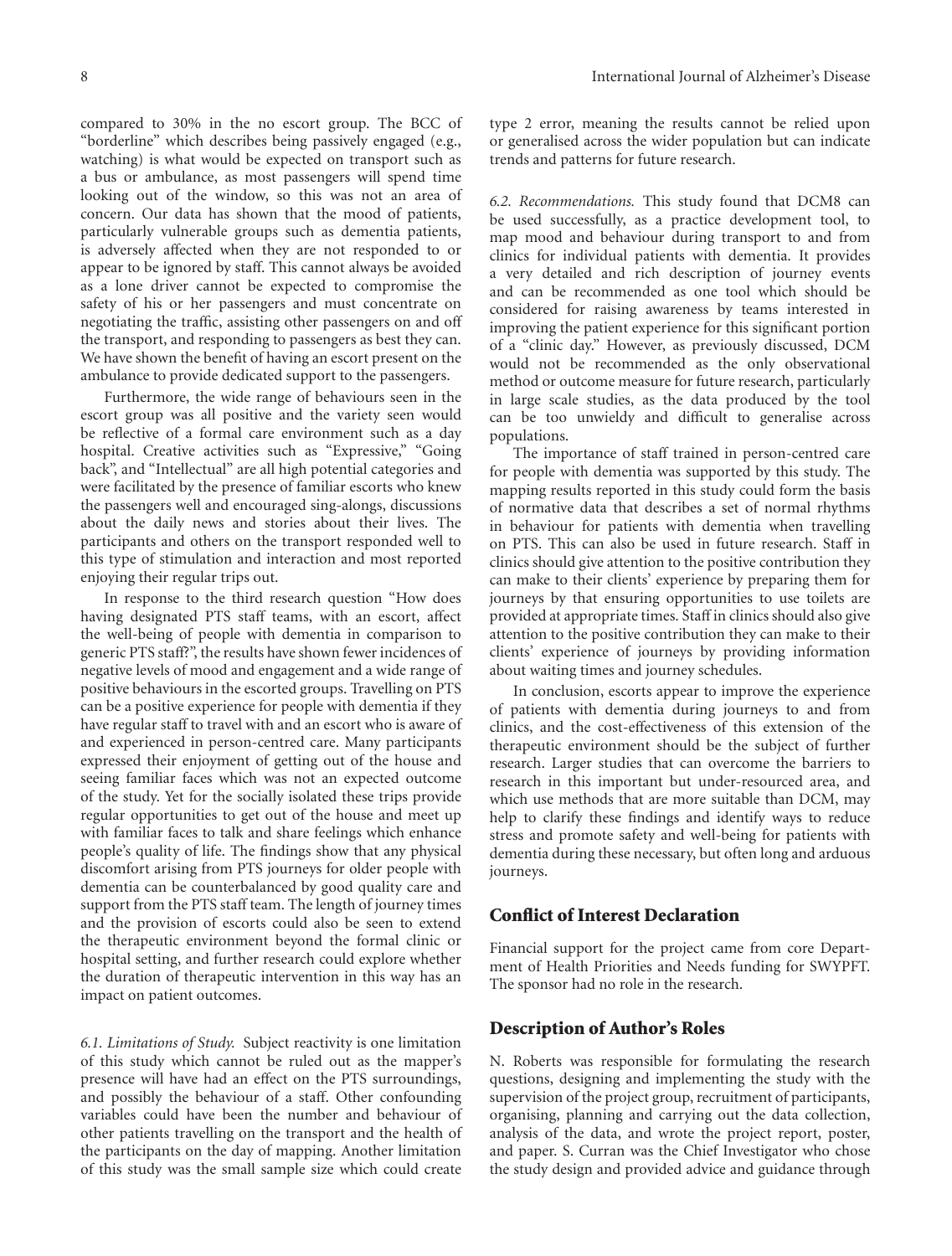compared to 30% in the no escort group. The BCC of "borderline" which describes being passively engaged (e.g., watching) is what would be expected on transport such as a bus or ambulance, as most passengers will spend time looking out of the window, so this was not an area of concern. Our data has shown that the mood of patients, particularly vulnerable groups such as dementia patients, is adversely affected when they are not responded to or appear to be ignored by staff. This cannot always be avoided as a lone driver cannot be expected to compromise the safety of his or her passengers and must concentrate on negotiating the traffic, assisting other passengers on and off the transport, and responding to passengers as best they can. We have shown the benefit of having an escort present on the ambulance to provide dedicated support to the passengers.

Furthermore, the wide range of behaviours seen in the escort group was all positive and the variety seen would be reflective of a formal care environment such as a day hospital. Creative activities such as "Expressive," "Going back", and "Intellectual" are all high potential categories and were facilitated by the presence of familiar escorts who knew the passengers well and encouraged sing-alongs, discussions about the daily news and stories about their lives. The participants and others on the transport responded well to this type of stimulation and interaction and most reported enjoying their regular trips out.

In response to the third research question "How does having designated PTS staff teams, with an escort, affect the well-being of people with dementia in comparison to generic PTS staff?", the results have shown fewer incidences of negative levels of mood and engagement and a wide range of positive behaviours in the escorted groups. Travelling on PTS can be a positive experience for people with dementia if they have regular staff to travel with and an escort who is aware of and experienced in person-centred care. Many participants expressed their enjoyment of getting out of the house and seeing familiar faces which was not an expected outcome of the study. Yet for the socially isolated these trips provide regular opportunities to get out of the house and meet up with familiar faces to talk and share feelings which enhance people's quality of life. The findings show that any physical discomfort arising from PTS journeys for older people with dementia can be counterbalanced by good quality care and support from the PTS staff team. The length of journey times and the provision of escorts could also be seen to extend the therapeutic environment beyond the formal clinic or hospital setting, and further research could explore whether the duration of therapeutic intervention in this way has an impact on patient outcomes.

*6.1. Limitations of Study.* Subject reactivity is one limitation of this study which cannot be ruled out as the mapper's presence will have had an effect on the PTS surroundings, and possibly the behaviour of a staff. Other confounding variables could have been the number and behaviour of other patients travelling on the transport and the health of the participants on the day of mapping. Another limitation of this study was the small sample size which could create type 2 error, meaning the results cannot be relied upon or generalised across the wider population but can indicate trends and patterns for future research.

*6.2. Recommendations.* This study found that DCM8 can be used successfully, as a practice development tool, to map mood and behaviour during transport to and from clinics for individual patients with dementia. It provides a very detailed and rich description of journey events and can be recommended as one tool which should be considered for raising awareness by teams interested in improving the patient experience for this significant portion of a "clinic day." However, as previously discussed, DCM would not be recommended as the only observational method or outcome measure for future research, particularly in large scale studies, as the data produced by the tool can be too unwieldy and difficult to generalise across populations.

The importance of staff trained in person-centred care for people with dementia was supported by this study. The mapping results reported in this study could form the basis of normative data that describes a set of normal rhythms in behaviour for patients with dementia when travelling on PTS. This can also be used in future research. Staff in clinics should give attention to the positive contribution they can make to their clients' experience by preparing them for journeys by that ensuring opportunities to use toilets are provided at appropriate times. Staff in clinics should also give attention to the positive contribution they can make to their clients' experience of journeys by providing information about waiting times and journey schedules.

In conclusion, escorts appear to improve the experience of patients with dementia during journeys to and from clinics, and the cost-effectiveness of this extension of the therapeutic environment should be the subject of further research. Larger studies that can overcome the barriers to research in this important but under-resourced area, and which use methods that are more suitable than DCM, may help to clarify these findings and identify ways to reduce stress and promote safety and well-being for patients with dementia during these necessary, but often long and arduous journeys.

## Conflict of Interest Declaration

Financial support for the project came from core Department of Health Priorities and Needs funding for SWYPFT. The sponsor had no role in the research.

## Description of Author's Roles

N. Roberts was responsible for formulating the research questions, designing and implementing the study with the supervision of the project group, recruitment of participants, organising, planning and carrying out the data collection, analysis of the data, and wrote the project report, poster, and paper. S. Curran was the Chief Investigator who chose the study design and provided advice and guidance through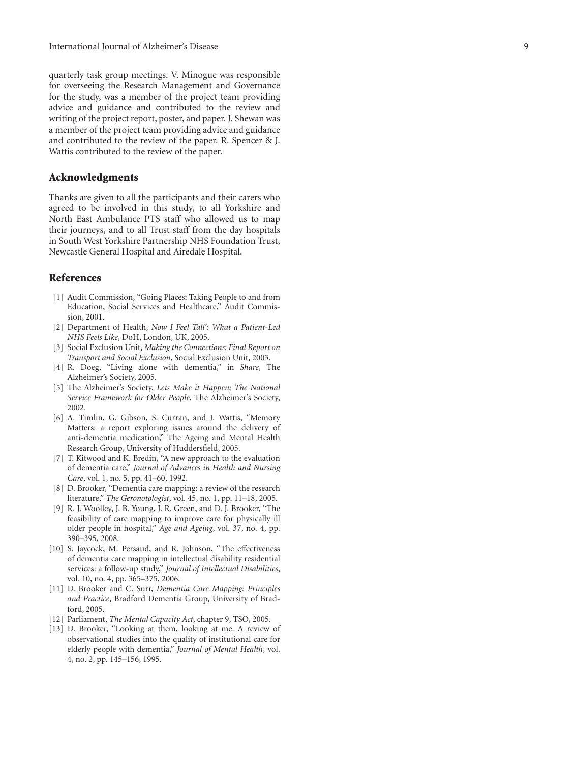quarterly task group meetings. V. Minogue was responsible for overseeing the Research Management and Governance for the study, was a member of the project team providing advice and guidance and contributed to the review and writing of the project report, poster, and paper. J. Shewan was a member of the project team providing advice and guidance and contributed to the review of the paper. R. Spencer & J. Wattis contributed to the review of the paper.

## Acknowledgments

Thanks are given to all the participants and their carers who agreed to be involved in this study, to all Yorkshire and North East Ambulance PTS staff who allowed us to map their journeys, and to all Trust staff from the day hospitals in South West Yorkshire Partnership NHS Foundation Trust, Newcastle General Hospital and Airedale Hospital.

## References

[1] Audit Commission, "Going Places: Taking People to and from Education, Social Services and Healthcare," Audit Commission, 2001.

[2] Department of Health, *Now I Feel Tall': What a Patient-Led NHS Feels Like*, DoH, London, UK, 2005.

[3] Social Exclusion Unit, *Making the Connections: Final Report on Transport and Social Exclusion*, Social Exclusion Unit, 2003.

[4] R. Doeg, "Living alone with dementia," in *Share*, The Alzheimer's Society, 2005.

[5] The Alzheimer's Society, *Lets Make it Happen; The National Service Framework for Older People*, The Alzheimer's Society, 2002.

[6] A. Timlin, G. Gibson, S. Curran, and J. Wattis, "Memory Matters: a report exploring issues around the delivery of anti-dementia medication," The Ageing and Mental Health Research Group, University of Huddersfield, 2005.

[7] T. Kitwood and K. Bredin, "A new approach to the evaluation of dementia care," *Journal of Advances in Health and Nursing Care*, vol. 1, no. 5, pp. 41–60, 1992.

[8] D. Brooker, "Dementia care mapping: a review of the research literature," *The Gerontologist*, vol. 45, no. 1, pp. 11–18, 2005.

[9] R. J. Woolley, J. B. Young, J. R. Green, and D. J. Brooker, "The feasibility of care mapping to improve care for physically ill older people in hospital," *Age and Ageing*, vol. 37, no. 4, pp. 390–395, 2008.

[10] S. Jaycock, M. Persaud, and R. Johnson, "The effectiveness of dementia care mapping in intellectual disability residential services: a follow-up study," *Journal of Intellectual Disabilities*, vol. 10, no. 4, pp. 365–375, 2006.

[11] D. Brooker and C. Surr, *Dementia Care Mapping: Principles and Practice*, Bradford Dementia Group, University of Bradford, 2005.

[12] Parliament, *The Mental Capacity Act*, chapter 9, TSO, 2005.

[13] D. Brooker, "Looking at them, looking at me. A review of observational studies into the quality of institutional care for elderly people with dementia," *Journal of Mental Health*, vol. 4, no. 2, pp. 145–156, 1995.